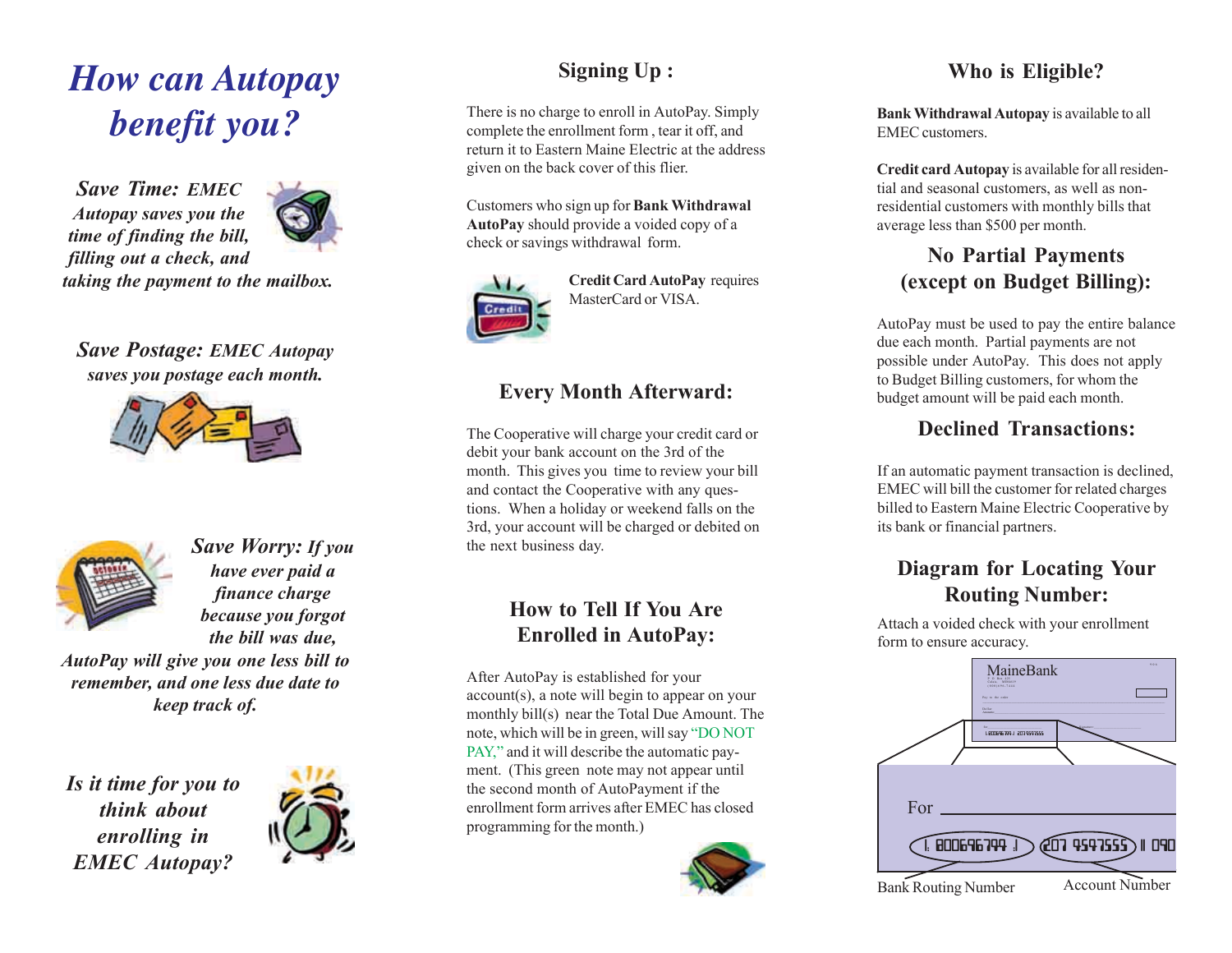# How can Autopay benefit you?

***Save Time:*** *EMEC Autopay saves you the time of finding the bill, filling out a check, and taking the payment to the mailbox.*

***Save Postage:*** *EMEC Autopay saves you postage each month.*

***Save Worry:*** *If you have ever paid a finance charge because you forgot the bill was due, AutoPay will give you one less bill to remember, and one less due date to keep track of.*

*Is it time for you to think about enrolling in EMEC Autopay?*

## Signing Up :

There is no charge to enroll in AutoPay. Simply complete the enrollment form , tear it off, and return it to Eastern Maine Electric at the address given on the back cover of this flier.

Customers who sign up for **Bank Withdrawal AutoPay** should provide a voided copy of a check or savings withdrawal form.

**Credit Card AutoPay** requires MasterCard or VISA.

## Every Month Afterward:

The Cooperative will charge your credit card or debit your bank account on the 3rd of the month. This gives you time to review your bill and contact the Cooperative with any questions. When a holiday or weekend falls on the 3rd, your account will be charged or debited on the next business day.

## How to Tell If You Are Enrolled in AutoPay:

After AutoPay is established for your account(s), a note will begin to appear on your monthly bill(s) near the Total Due Amount. The note, which will be in green, will say "DO NOT PAY," and it will describe the automatic payment. (This green note may not appear until the second month of AutoPayment if the enrollment form arrives after EMEC has closed programming for the month.)

## Who is Eligible?

**Bank Withdrawal Autopay** is available to all EMEC customers.

**Credit card Autopay** is available for all residential and seasonal customers, as well as non-residential customers with monthly bills that average less than $500 per month.

## No Partial Payments (except on Budget Billing):

AutoPay must be used to pay the entire balance due each month. Partial payments are not possible under AutoPay. This does not apply to Budget Billing customers, for whom the budget amount will be paid each month.

## Declined Transactions:

If an automatic payment transaction is declined, EMEC will bill the customer for related charges billed to Eastern Maine Electric Cooperative by its bank or financial partners.

## Diagram for Locating Your Routing Number:

Attach a voided check with your enrollment form to ensure accuracy.

MaineBank

For

⑆ 800696799 ⑆ 207 9597555 ⑈ 090

Bank Routing Number — Account Number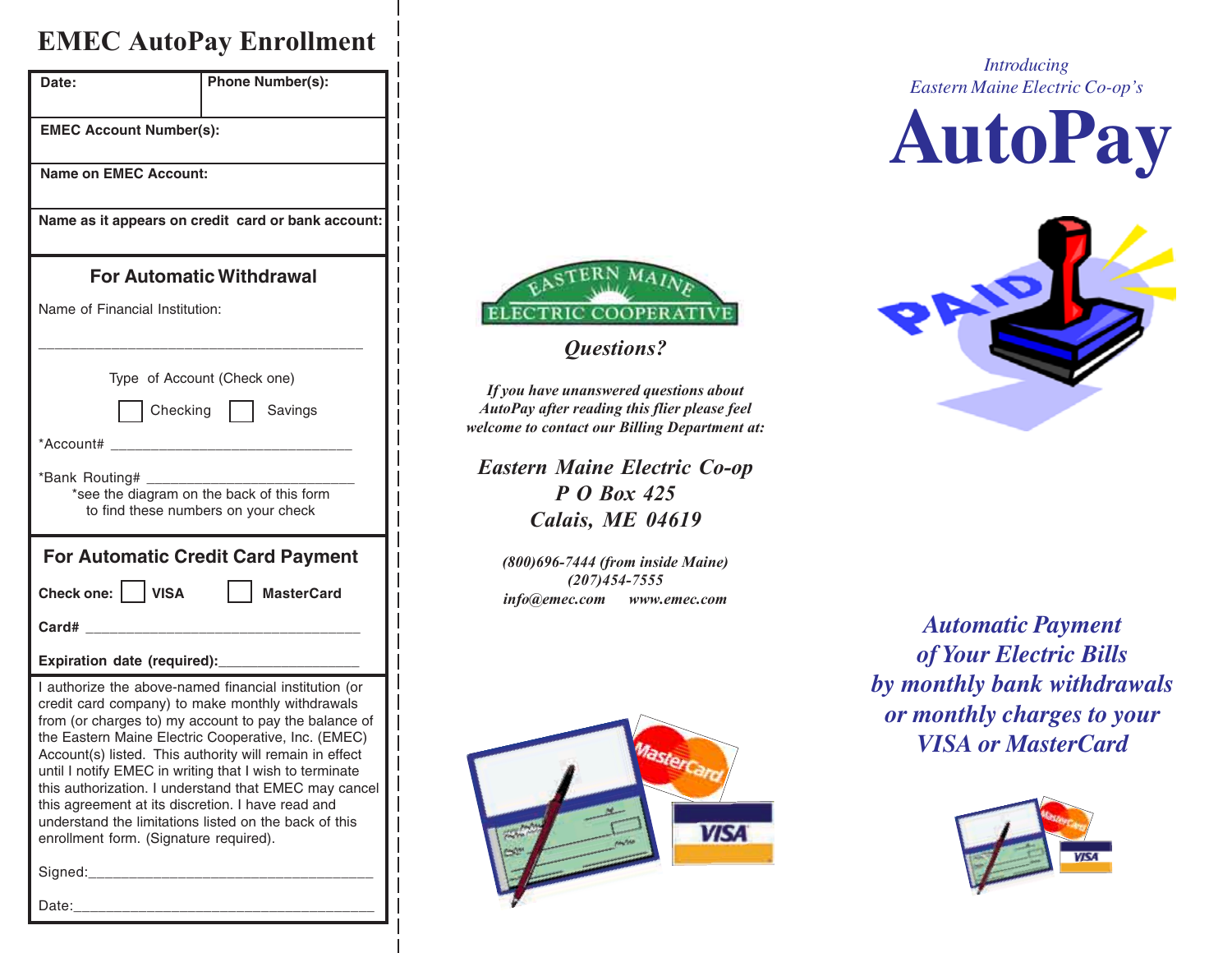# EMEC AutoPay Enrollment

| Date: | Phone Number(s): |
|---|---|
| **EMEC Account Number(s):** | |
| **Name on EMEC Account:** | |
| **Name as it appears on credit card or bank account:** | |

## For Automatic Withdrawal

Name of Financial Institution:

_______________________________________

Type of Account (Check one)

☐ Checking ☐ Savings

*Account# ____________________________

*Bank Routing# ________________________

*see the diagram on the back of this form to find these numbers on your check

## For Automatic Credit Card Payment

**Check one:** ☐ **VISA** ☐ **MasterCard**

**Card#** _________________________________

**Expiration date (required):**________________

I authorize the above-named financial institution (or credit card company) to make monthly withdrawals from (or charges to) my account to pay the balance of the Eastern Maine Electric Cooperative, Inc. (EMEC) Account(s) listed. This authority will remain in effect until I notify EMEC in writing that I wish to terminate this authorization. I understand that EMEC may cancel this agreement at its discretion. I have read and understand the limitations listed on the back of this enrollment form. (Signature required).

Signed:__________________________________

Date:___________________________________

EASTERN MAINE ELECTRIC COOPERATIVE

## *Questions?*

*If you have unanswered questions about AutoPay after reading this flier please feel welcome to contact our Billing Department at:*

*Eastern Maine Electric Co-op*
*P O Box 425*
*Calais, ME 04619*

*(800)696-7444 (from inside Maine)*
*(207)454-7555*
*info@emec.com www.emec.com*

*Introducing*
*Eastern Maine Electric Co-op's*

# AutoPay

PAID

## *Automatic Payment of Your Electric Bills by monthly bank withdrawals or monthly charges to your VISA or MasterCard*